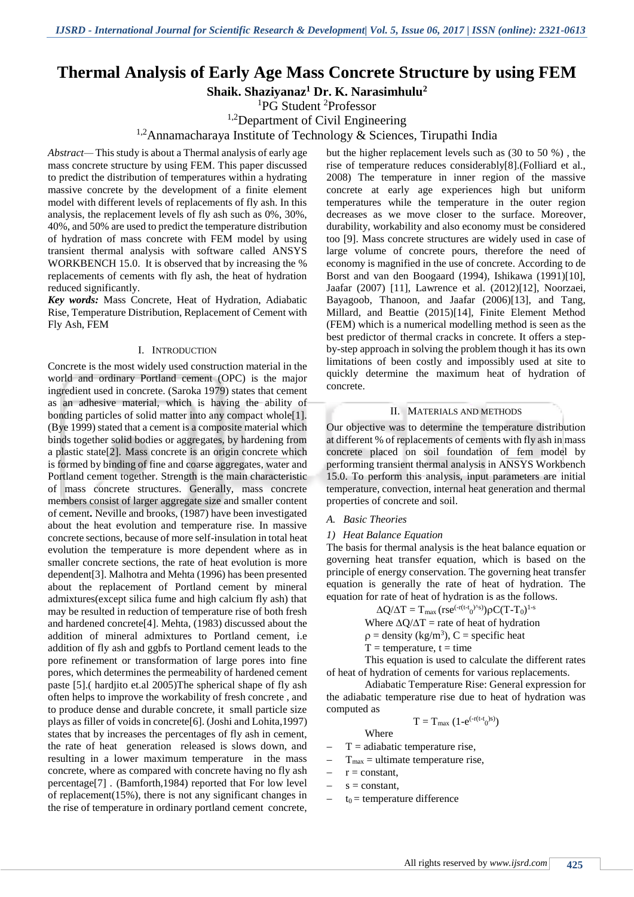# Thermal Analysis of Early Age Mass Concrete Structure by using FEM

**Shaik. Shaziyanaz[1] Dr. K. Narasimhulu[2]**

[1]PG Student [2]Professor

[1,2]Department of Civil Engineering

[1,2]Annamacharaya Institute of Technology & Sciences, Tirupathi India

*Abstract*— This study is about a Thermal analysis of early age mass concrete structure by using FEM. This paper discussed to predict the distribution of temperatures within a hydrating massive concrete by the development of a finite element model with different levels of replacements of fly ash. In this analysis, the replacement levels of fly ash such as 0%, 30%, 40%, and 50% are used to predict the temperature distribution of hydration of mass concrete with FEM model by using transient thermal analysis with software called ANSYS WORKBENCH 15.0. It is observed that by increasing the % replacements of cements with fly ash, the heat of hydration reduced significantly.

***Key words:*** Mass Concrete, Heat of Hydration, Adiabatic Rise, Temperature Distribution, Replacement of Cement with Fly Ash, FEM

## I. Introduction

Concrete is the most widely used construction material in the world and ordinary Portland cement (OPC) is the major ingredient used in concrete. (Saroka 1979) states that cement as an adhesive material, which is having the ability of bonding particles of solid matter into any compact whole[1]. (Bye 1999) stated that a cement is a composite material which binds together solid bodies or aggregates, by hardening from a plastic state[2]. Mass concrete is an origin concrete which is formed by binding of fine and coarse aggregates, water and Portland cement together. Strength is the main characteristic of mass concrete structures. Generally, mass concrete members consist of larger aggregate size and smaller content of cement**.** Neville and brooks, (1987) have been investigated about the heat evolution and temperature rise. In massive concrete sections, because of more self-insulation in total heat evolution the temperature is more dependent where as in smaller concrete sections, the rate of heat evolution is more dependent[3]. Malhotra and Mehta (1996) has been presented about the replacement of Portland cement by mineral admixtures(except silica fume and high calcium fly ash) that may be resulted in reduction of temperature rise of both fresh and hardened concrete[4]. Mehta, (1983) discussed about the addition of mineral admixtures to Portland cement, i.e addition of fly ash and ggbfs to Portland cement leads to the pore refinement or transformation of large pores into fine pores, which determines the permeability of hardened cement paste [5].( hardjito et.al 2005)The spherical shape of fly ash often helps to improve the workability of fresh concrete , and to produce dense and durable concrete, it small particle size plays as filler of voids in concrete[6]. (Joshi and Lohita,1997) states that by increases the percentages of fly ash in cement, the rate of heat generation released is slows down, and resulting in a lower maximum temperature in the mass concrete, where as compared with concrete having no fly ash percentage[7] . (Bamforth,1984) reported that For low level of replacement(15%), there is not any significant changes in the rise of temperature in ordinary portland cement concrete, but the higher replacement levels such as (30 to 50 %) , the rise of temperature reduces considerably[8].(Folliard et al., 2008) The temperature in inner region of the massive concrete at early age experiences high but uniform temperatures while the temperature in the outer region decreases as we move closer to the surface. Moreover, durability, workability and also economy must be considered too [9]. Mass concrete structures are widely used in case of large volume of concrete pours, therefore the need of economy is magnified in the use of concrete. According to de Borst and van den Boogaard (1994), Ishikawa (1991)[10], Jaafar (2007) [11], Lawrence et al. (2012)[12], Noorzaei, Bayagoob, Thanoon, and Jaafar (2006)[13], and Tang, Millard, and Beattie (2015)[14], Finite Element Method (FEM) which is a numerical modelling method is seen as the best predictor of thermal cracks in concrete. It offers a step-by-step approach in solving the problem though it has its own limitations of been costly and impossibly used at site to quickly determine the maximum heat of hydration of concrete.

## II. Materials and Methods

Our objective was to determine the temperature distribution at different % of replacements of cements with fly ash in mass concrete placed on soil foundation of fem model by performing transient thermal analysis in ANSYS Workbench 15.0. To perform this analysis, input parameters are initial temperature, convection, internal heat generation and thermal properties of concrete and soil.

### *A. Basic Theories*

#### *1) Heat Balance Equation*

The basis for thermal analysis is the heat balance equation or governing heat transfer equation, which is based on the principle of energy conservation. The governing heat transfer equation is generally the rate of heat of hydration. The equation for rate of heat of hydration is as the follows.

$$\Delta Q/\Delta T = T_{max}\,(rse^{(-r(t-t_0)^{\wedge}s)})\rho C(T-T_0)^{1-s}$$

Where $\Delta Q/\Delta T$ = rate of heat of hydration

$\rho$ = density (kg/m³), C = specific heat

T = temperature, t = time

This equation is used to calculate the different rates of heat of hydration of cements for various replacements.

Adiabatic Temperature Rise: General expression for the adiabatic temperature rise due to heat of hydration was computed as

$$T = T_{max}\,(1-e^{(-r(t-t_0)^s)})$$

Where

- T = adiabatic temperature rise,
- $T_{max}$ = ultimate temperature rise,
- r = constant,
- s = constant,
- $t_0$ = temperature difference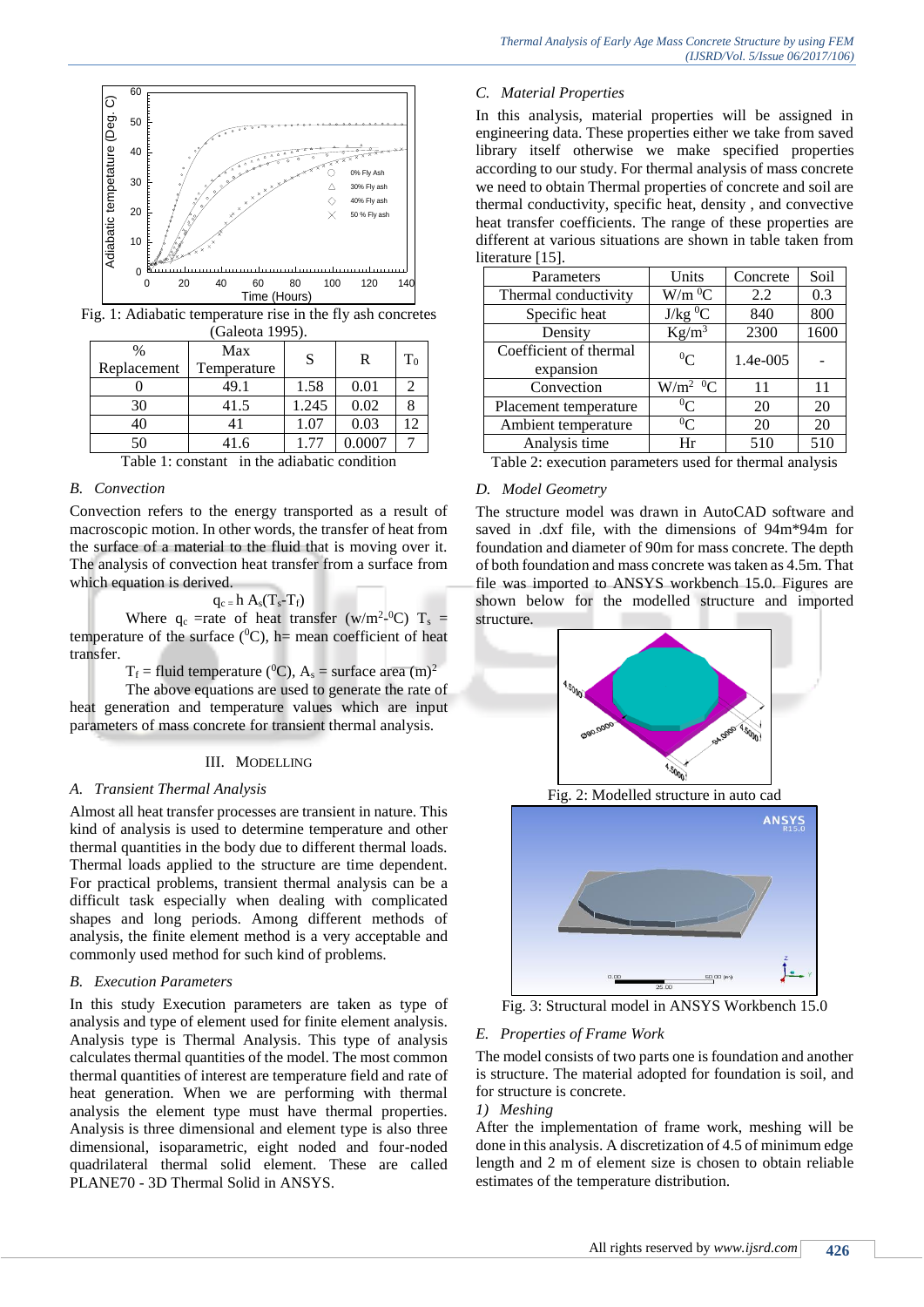Fig. 1: Adiabatic temperature rise in the fly ash concretes (Galeota 1995).

| % Replacement | Max Temperature | S | R | $T_0$ |
|---|---|---|---|---|
| 0 | 49.1 | 1.58 | 0.01 | 2 |
| 30 | 41.5 | 1.245 | 0.02 | 8 |
| 40 | 41 | 1.07 | 0.03 | 12 |
| 50 | 41.6 | 1.77 | 0.0007 | 7 |

Table 1: constant in the adiabatic condition

### B. Convection

Convection refers to the energy transported as a result of macroscopic motion. In other words, the transfer of heat from the surface of a material to the fluid that is moving over it. The analysis of convection heat transfer from a surface from which equation is derived.

$$q_c = h\,A_s(T_s - T_f)$$

Where $q_c$ =rate of heat transfer (w/m$^2$-$^0$C) $T_s$ = temperature of the surface ($^0$C), h= mean coefficient of heat transfer.

$T_f$ = fluid temperature ($^0$C), $A_s$ = surface area (m)$^2$

The above equations are used to generate the rate of heat generation and temperature values which are input parameters of mass concrete for transient thermal analysis.

## III. Modelling

### A. Transient Thermal Analysis

Almost all heat transfer processes are transient in nature. This kind of analysis is used to determine temperature and other thermal quantities in the body due to different thermal loads. Thermal loads applied to the structure are time dependent. For practical problems, transient thermal analysis can be a difficult task especially when dealing with complicated shapes and long periods. Among different methods of analysis, the finite element method is a very acceptable and commonly used method for such kind of problems.

### B. Execution Parameters

In this study Execution parameters are taken as type of analysis and type of element used for finite element analysis. Analysis type is Thermal Analysis. This type of analysis calculates thermal quantities of the model. The most common thermal quantities of interest are temperature field and rate of heat generation. When we are performing with thermal analysis the element type must have thermal properties. Analysis is three dimensional and element type is also three dimensional, isoparametric, eight noded and four-noded quadrilateral thermal solid element. These are called PLANE70 - 3D Thermal Solid in ANSYS.

### C. Material Properties

In this analysis, material properties will be assigned in engineering data. These properties either we take from saved library itself otherwise we make specified properties according to our study. For thermal analysis of mass concrete we need to obtain Thermal properties of concrete and soil are thermal conductivity, specific heat, density , and convective heat transfer coefficients. The range of these properties are different at various situations are shown in table taken from literature [15].

| Parameters | Units | Concrete | Soil |
|---|---|---|---|
| Thermal conductivity | W/m $^0$C | 2.2 | 0.3 |
| Specific heat | J/kg $^0$C | 840 | 800 |
| Density | Kg/m$^3$ | 2300 | 1600 |
| Coefficient of thermal expansion | $^0$C | 1.4e-005 | - |
| Convection | W/m$^2$ $^0$C | 11 | 11 |
| Placement temperature | $^0$C | 20 | 20 |
| Ambient temperature | $^0$C | 20 | 20 |
| Analysis time | Hr | 510 | 510 |

Table 2: execution parameters used for thermal analysis

### D. Model Geometry

The structure model was drawn in AutoCAD software and saved in .dxf file, with the dimensions of 94m*94m for foundation and diameter of 90m for mass concrete. The depth of both foundation and mass concrete was taken as 4.5m. That file was imported to ANSYS workbench 15.0. Figures are shown below for the modelled structure and imported structure.

Fig. 2: Modelled structure in auto cad

Fig. 3: Structural model in ANSYS Workbench 15.0

### E. Properties of Frame Work

The model consists of two parts one is foundation and another is structure. The material adopted for foundation is soil, and for structure is concrete.

#### 1) Meshing

After the implementation of frame work, meshing will be done in this analysis. A discretization of 4.5 of minimum edge length and 2 m of element size is chosen to obtain reliable estimates of the temperature distribution.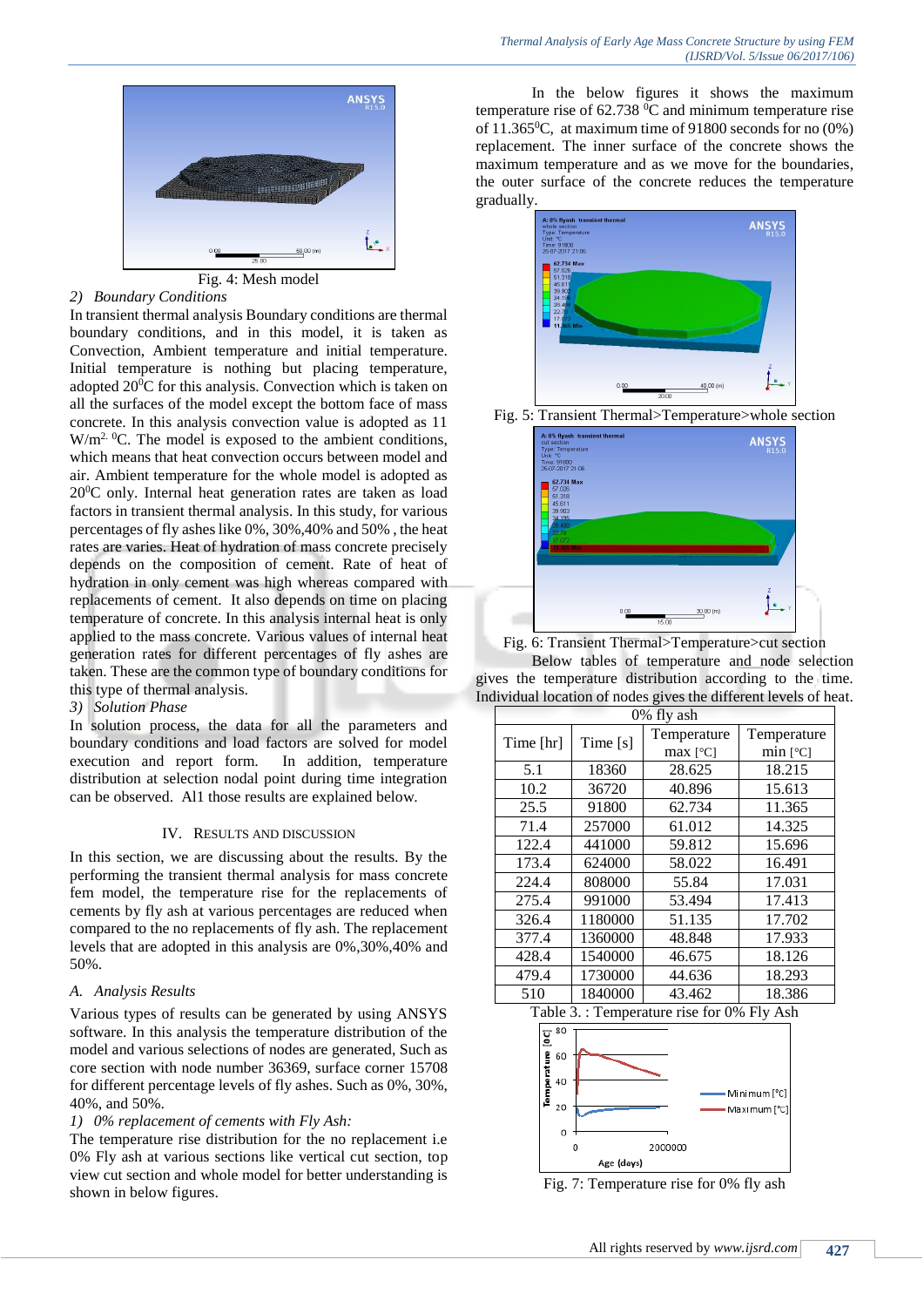Fig. 4: Mesh model

2) *Boundary Conditions*

In transient thermal analysis Boundary conditions are thermal boundary conditions, and in this model, it is taken as Convection, Ambient temperature and initial temperature. Initial temperature is nothing but placing temperature, adopted 20$^0$C for this analysis. Convection which is taken on all the surfaces of the model except the bottom face of mass concrete. In this analysis convection value is adopted as 11 W/m$^{2}$ $^0$C. The model is exposed to the ambient conditions, which means that heat convection occurs between model and air. Ambient temperature for the whole model is adopted as 20$^0$C only. Internal heat generation rates are taken as load factors in transient thermal analysis. In this study, for various percentages of fly ashes like 0%, 30%,40% and 50% , the heat rates are varies. Heat of hydration of mass concrete precisely depends on the composition of cement. Rate of heat of hydration in only cement was high whereas compared with replacements of cement. It also depends on time on placing temperature of concrete. In this analysis internal heat is only applied to the mass concrete. Various values of internal heat generation rates for different percentages of fly ashes are taken. These are the common type of boundary conditions for this type of thermal analysis.

3) *Solution Phase*

In solution process, the data for all the parameters and boundary conditions and load factors are solved for model execution and report form. In addition, temperature distribution at selection nodal point during time integration can be observed. All those results are explained below.

## IV. RESULTS AND DISCUSSION

In this section, we are discussing about the results. By the performing the transient thermal analysis for mass concrete fem model, the temperature rise for the replacements of cements by fly ash at various percentages are reduced when compared to the no replacements of fly ash. The replacement levels that are adopted in this analysis are 0%,30%,40% and 50%.

### A. *Analysis Results*

Various types of results can be generated by using ANSYS software. In this analysis the temperature distribution of the model and various selections of nodes are generated, Such as core section with node number 36369, surface corner 15708 for different percentage levels of fly ashes. Such as 0%, 30%, 40%, and 50%.

1) *0% replacement of cements with Fly Ash:*

The temperature rise distribution for the no replacement i.e 0% Fly ash at various sections like vertical cut section, top view cut section and whole model for better understanding is shown in below figures.

In the below figures it shows the maximum temperature rise of 62.738 $^0$C and minimum temperature rise of 11.365$^0$C, at maximum time of 91800 seconds for no (0%) replacement. The inner surface of the concrete shows the maximum temperature and as we move for the boundaries, the outer surface of the concrete reduces the temperature gradually.

Fig. 5: Transient Thermal>Temperature>whole section

Fig. 6: Transient Thermal>Temperature>cut section

Below tables of temperature and node selection gives the temperature distribution according to the time. Individual location of nodes gives the different levels of heat.

| 0% fly ash | | | |
|---|---|---|---|
| Time [hr] | Time [s] | Temperature max [°C] | Temperature min [°C] |
| 5.1 | 18360 | 28.625 | 18.215 |
| 10.2 | 36720 | 40.896 | 15.613 |
| 25.5 | 91800 | 62.734 | 11.365 |
| 71.4 | 257000 | 61.012 | 14.325 |
| 122.4 | 441000 | 59.812 | 15.696 |
| 173.4 | 624000 | 58.022 | 16.491 |
| 224.4 | 808000 | 55.84 | 17.031 |
| 275.4 | 991000 | 53.494 | 17.413 |
| 326.4 | 1180000 | 51.135 | 17.702 |
| 377.4 | 1360000 | 48.848 | 17.933 |
| 428.4 | 1540000 | 46.675 | 18.126 |
| 479.4 | 1730000 | 44.636 | 18.293 |
| 510 | 1840000 | 43.462 | 18.386 |

Table 3. : Temperature rise for 0% Fly Ash

Fig. 7: Temperature rise for 0% fly ash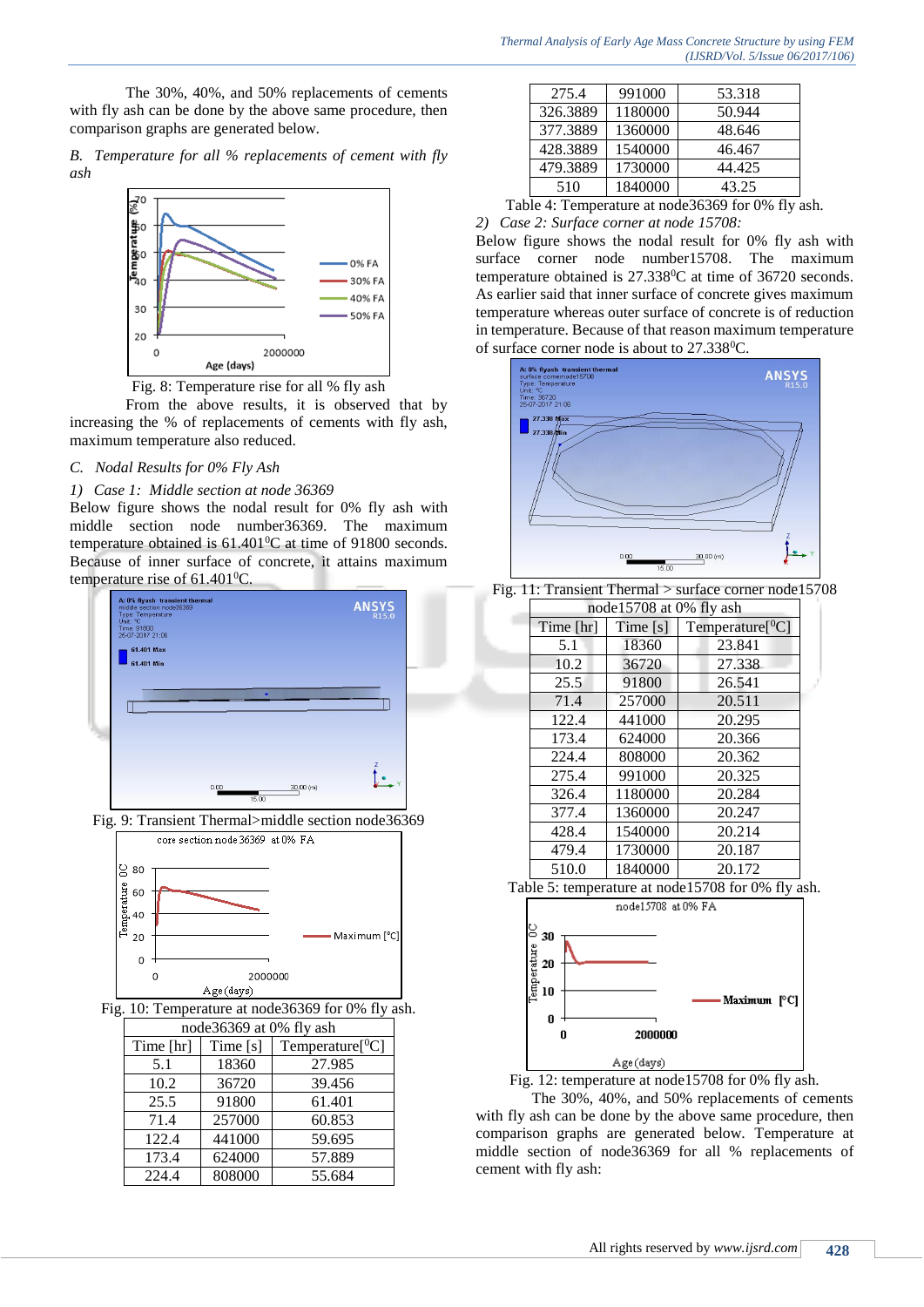The 30%, 40%, and 50% replacements of cements with fly ash can be done by the above same procedure, then comparison graphs are generated below.

*B. Temperature for all % replacements of cement with fly ash*

Fig. 8: Temperature rise for all % fly ash

From the above results, it is observed that by increasing the % of replacements of cements with fly ash, maximum temperature also reduced.

*C. Nodal Results for 0% Fly Ash*

*1) Case 1: Middle section at node 36369*

Below figure shows the nodal result for 0% fly ash with middle section node number36369. The maximum temperature obtained is $61.401^0$C at time of 91800 seconds. Because of inner surface of concrete, it attains maximum temperature rise of $61.401^0$C.

Fig. 9: Transient Thermal>middle section node36369

Fig. 10: Temperature at node36369 for 0% fly ash.

| node36369 at 0% fly ash | | |
|---|---|---|
| Time [hr] | Time [s] | Temperature[$^0$C] |
| 5.1 | 18360 | 27.985 |
| 10.2 | 36720 | 39.456 |
| 25.5 | 91800 | 61.401 |
| 71.4 | 257000 | 60.853 |
| 122.4 | 441000 | 59.695 |
| 173.4 | 624000 | 57.889 |
| 224.4 | 808000 | 55.684 |
| 275.4 | 991000 | 53.318 |
| 326.3889 | 1180000 | 50.944 |
| 377.3889 | 1360000 | 48.646 |
| 428.3889 | 1540000 | 46.467 |
| 479.3889 | 1730000 | 44.425 |
| 510 | 1840000 | 43.25 |

Table 4: Temperature at node36369 for 0% fly ash.

*2) Case 2: Surface corner at node 15708:*

Below figure shows the nodal result for 0% fly ash with surface corner node number15708. The maximum temperature obtained is $27.338^0$C at time of 36720 seconds. As earlier said that inner surface of concrete gives maximum temperature whereas outer surface of concrete is of reduction in temperature. Because of that reason maximum temperature of surface corner node is about to $27.338^0$C.

Fig. 11: Transient Thermal > surface corner node15708

| node15708 at 0% fly ash | | |
|---|---|---|
| Time [hr] | Time [s] | Temperature[$^0$C] |
| 5.1 | 18360 | 23.841 |
| 10.2 | 36720 | 27.338 |
| 25.5 | 91800 | 26.541 |
| 71.4 | 257000 | 20.511 |
| 122.4 | 441000 | 20.295 |
| 173.4 | 624000 | 20.366 |
| 224.4 | 808000 | 20.362 |
| 275.4 | 991000 | 20.325 |
| 326.4 | 1180000 | 20.284 |
| 377.4 | 1360000 | 20.247 |
| 428.4 | 1540000 | 20.214 |
| 479.4 | 1730000 | 20.187 |
| 510.0 | 1840000 | 20.172 |

Table 5: temperature at node15708 for 0% fly ash.

Fig. 12: temperature at node15708 for 0% fly ash.

The 30%, 40%, and 50% replacements of cements with fly ash can be done by the above same procedure, then comparison graphs are generated below. Temperature at middle section of node36369 for all % replacements of cement with fly ash: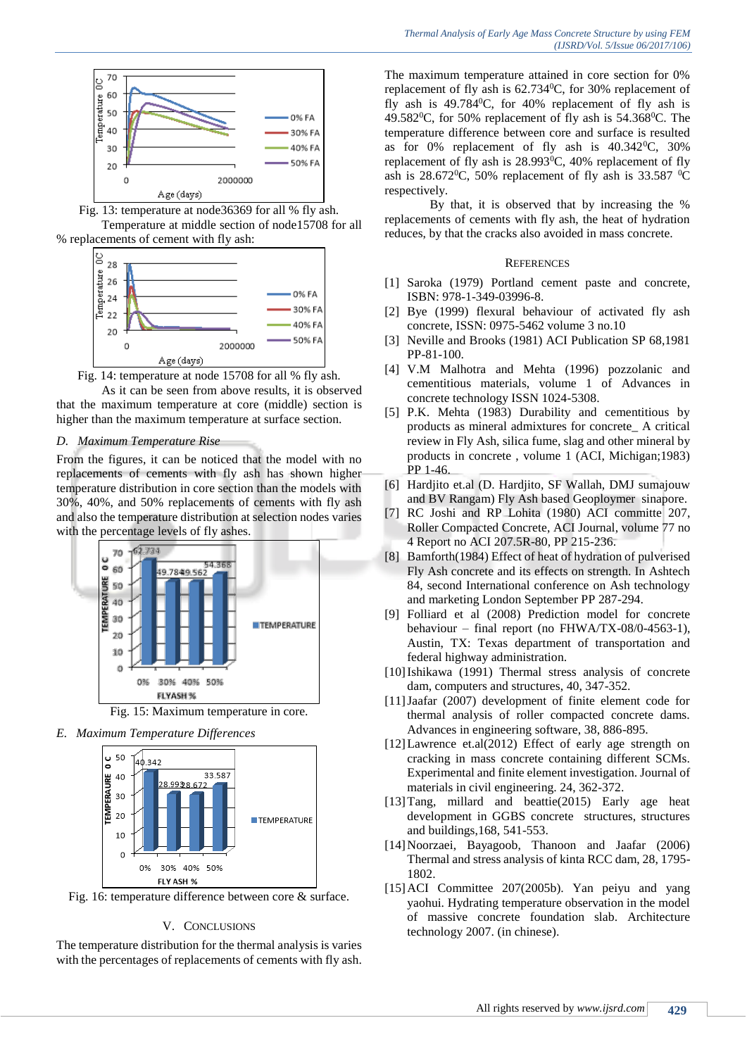Temperature 0C
70
60
50
40
30
20
0
2000000
Age (days)
0% FA
30% FA
40% FA
50% FA

Fig. 13: temperature at node36369 for all % fly ash.

Temperature at middle section of node15708 for all % replacements of cement with fly ash:

Temperature 0C
28
26
24
22
20
0
2000000
Age (days)
0% FA
30% FA
40% FA
50% FA

Fig. 14: temperature at node 15708 for all % fly ash.

As it can be seen from above results, it is observed that the maximum temperature at core (middle) section is higher than the maximum temperature at surface section.

*D. Maximum Temperature Rise*

From the figures, it can be noticed that the model with no replacements of cements with fly ash has shown higher temperature distribution in core section than the models with 30%, 40%, and 50% replacements of cements with fly ash and also the temperature distribution at selection nodes varies with the percentage levels of fly ashes.

TEMPERATURE 0 C
70
60
50
40
30
20
10
0
62.734
49.784
49.562
54.368
0%
30%
40%
50%
FLYASH %
TEMPERATURE

Fig. 15: Maximum temperature in core.

*E. Maximum Temperature Differences*

TEMPERATURE 0 C
50
40
30
20
10
0
40.342
28.993
28.672
33.587
0%
30%
40%
50%
FLY ASH %
TEMPERATURE

Fig. 16: temperature difference between core & surface.

## V. Conclusions

The temperature distribution for the thermal analysis is varies with the percentages of replacements of cements with fly ash.

The maximum temperature attained in core section for 0% replacement of fly ash is 62.734$^{0}$C, for 30% replacement of fly ash is 49.784$^{0}$C, for 40% replacement of fly ash is 49.582$^{0}$C, for 50% replacement of fly ash is 54.368$^{0}$C. The temperature difference between core and surface is resulted as for 0% replacement of fly ash is 40.342$^{0}$C, 30% replacement of fly ash is 28.993$^{0}$C, 40% replacement of fly ash is 28.672$^{0}$C, 50% replacement of fly ash is 33.587 $^{0}$C respectively.

By that, it is observed that by increasing the % replacements of cements with fly ash, the heat of hydration reduces, by that the cracks also avoided in mass concrete.

## References

[1] Saroka (1979) Portland cement paste and concrete, ISBN: 978-1-349-03996-8.

[2] Bye (1999) flexural behaviour of activated fly ash concrete, ISSN: 0975-5462 volume 3 no.10

[3] Neville and Brooks (1981) ACI Publication SP 68,1981 PP-81-100.

[4] V.M Malhotra and Mehta (1996) pozzolanic and cementitious materials, volume 1 of Advances in concrete technology ISSN 1024-5308.

[5] P.K. Mehta (1983) Durability and cementitious by products as mineral admixtures for concrete_ A critical review in Fly Ash, silica fume, slag and other mineral by products in concrete , volume 1 (ACI, Michigan;1983) PP 1-46.

[6] Hardjito et.al (D. Hardjito, SF Wallah, DMJ sumajouw and BV Rangam) Fly Ash based Geoploymer sinapore.

[7] RC Joshi and RP Lohita (1980) ACI committe 207, Roller Compacted Concrete, ACI Journal, volume 77 no 4 Report no ACI 207.5R-80, PP 215-236.

[8] Bamforth(1984) Effect of heat of hydration of pulverised Fly Ash concrete and its effects on strength. In Ashtech 84, second International conference on Ash technology and marketing London September PP 287-294.

[9] Folliard et al (2008) Prediction model for concrete behaviour – final report (no FHWA/TX-08/0-4563-1), Austin, TX: Texas department of transportation and federal highway administration.

[10] Ishikawa (1991) Thermal stress analysis of concrete dam, computers and structures, 40, 347-352.

[11] Jaafar (2007) development of finite element code for thermal analysis of roller compacted concrete dams. Advances in engineering software, 38, 886-895.

[12] Lawrence et.al(2012) Effect of early age strength on cracking in mass concrete containing different SCMs. Experimental and finite element investigation. Journal of materials in civil engineering. 24, 362-372.

[13] Tang, millard and beattie(2015) Early age heat development in GGBS concrete structures, structures and buildings,168, 541-553.

[14] Noorzaei, Bayagoob, Thanoon and Jaafar (2006) Thermal and stress analysis of kinta RCC dam, 28, 1795-1802.

[15] ACI Committee 207(2005b). Yan peiyu and yang yaohui. Hydrating temperature observation in the model of massive concrete foundation slab. Architecture technology 2007. (in chinese).